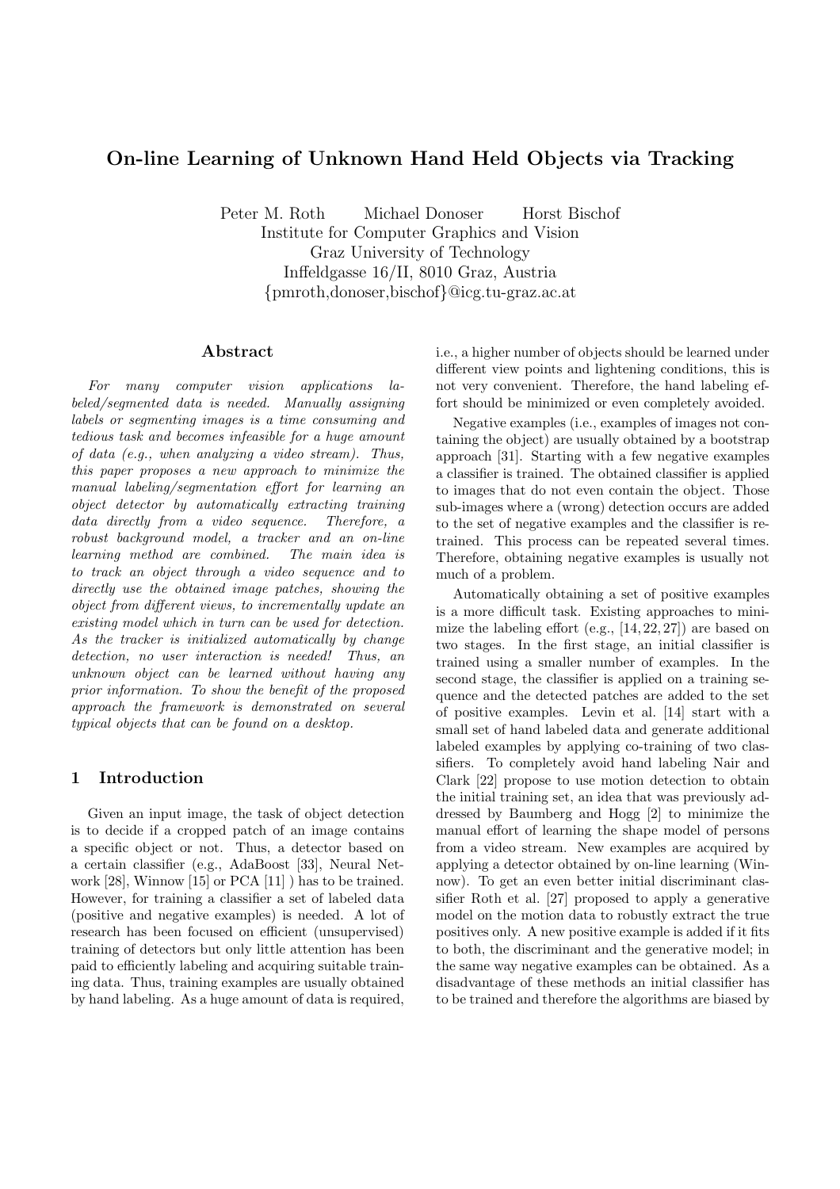# On-line Learning of Unknown Hand Held Objects via Tracking

Peter M. Roth Michael Donoser Horst Bischof
Institute for Computer Graphics and Vision
Graz University of Technology
Inffeldgasse 16/II, 8010 Graz, Austria
{pmroth,donoser,bischof}@icg.tu-graz.ac.at

## Abstract

*For many computer vision applications labeled/segmented data is needed. Manually assigning labels or segmenting images is a time consuming and tedious task and becomes infeasible for a huge amount of data (e.g., when analyzing a video stream). Thus, this paper proposes a new approach to minimize the manual labeling/segmentation effort for learning an object detector by automatically extracting training data directly from a video sequence. Therefore, a robust background model, a tracker and an on-line learning method are combined. The main idea is to track an object through a video sequence and to directly use the obtained image patches, showing the object from different views, to incrementally update an existing model which in turn can be used for detection. As the tracker is initialized automatically by change detection, no user interaction is needed! Thus, an unknown object can be learned without having any prior information. To show the benefit of the proposed approach the framework is demonstrated on several typical objects that can be found on a desktop.*

## 1 Introduction

Given an input image, the task of object detection is to decide if a cropped patch of an image contains a specific object or not. Thus, a detector based on a certain classifier (e.g., AdaBoost [33], Neural Network [28], Winnow [15] or PCA [11] ) has to be trained. However, for training a classifier a set of labeled data (positive and negative examples) is needed. A lot of research has been focused on efficient (unsupervised) training of detectors but only little attention has been paid to efficiently labeling and acquiring suitable training data. Thus, training examples are usually obtained by hand labeling. As a huge amount of data is required, i.e., a higher number of objects should be learned under different view points and lightening conditions, this is not very convenient. Therefore, the hand labeling effort should be minimized or even completely avoided.

Negative examples (i.e., examples of images not containing the object) are usually obtained by a bootstrap approach [31]. Starting with a few negative examples a classifier is trained. The obtained classifier is applied to images that do not even contain the object. Those sub-images where a (wrong) detection occurs are added to the set of negative examples and the classifier is retrained. This process can be repeated several times. Therefore, obtaining negative examples is usually not much of a problem.

Automatically obtaining a set of positive examples is a more difficult task. Existing approaches to minimize the labeling effort (e.g., [14, 22, 27]) are based on two stages. In the first stage, an initial classifier is trained using a smaller number of examples. In the second stage, the classifier is applied on a training sequence and the detected patches are added to the set of positive examples. Levin et al. [14] start with a small set of hand labeled data and generate additional labeled examples by applying co-training of two classifiers. To completely avoid hand labeling Nair and Clark [22] propose to use motion detection to obtain the initial training set, an idea that was previously addressed by Baumberg and Hogg [2] to minimize the manual effort of learning the shape model of persons from a video stream. New examples are acquired by applying a detector obtained by on-line learning (Winnow). To get an even better initial discriminant classifier Roth et al. [27] proposed to apply a generative model on the motion data to robustly extract the true positives only. A new positive example is added if it fits to both, the discriminant and the generative model; in the same way negative examples can be obtained. As a disadvantage of these methods an initial classifier has to be trained and therefore the algorithms are biased by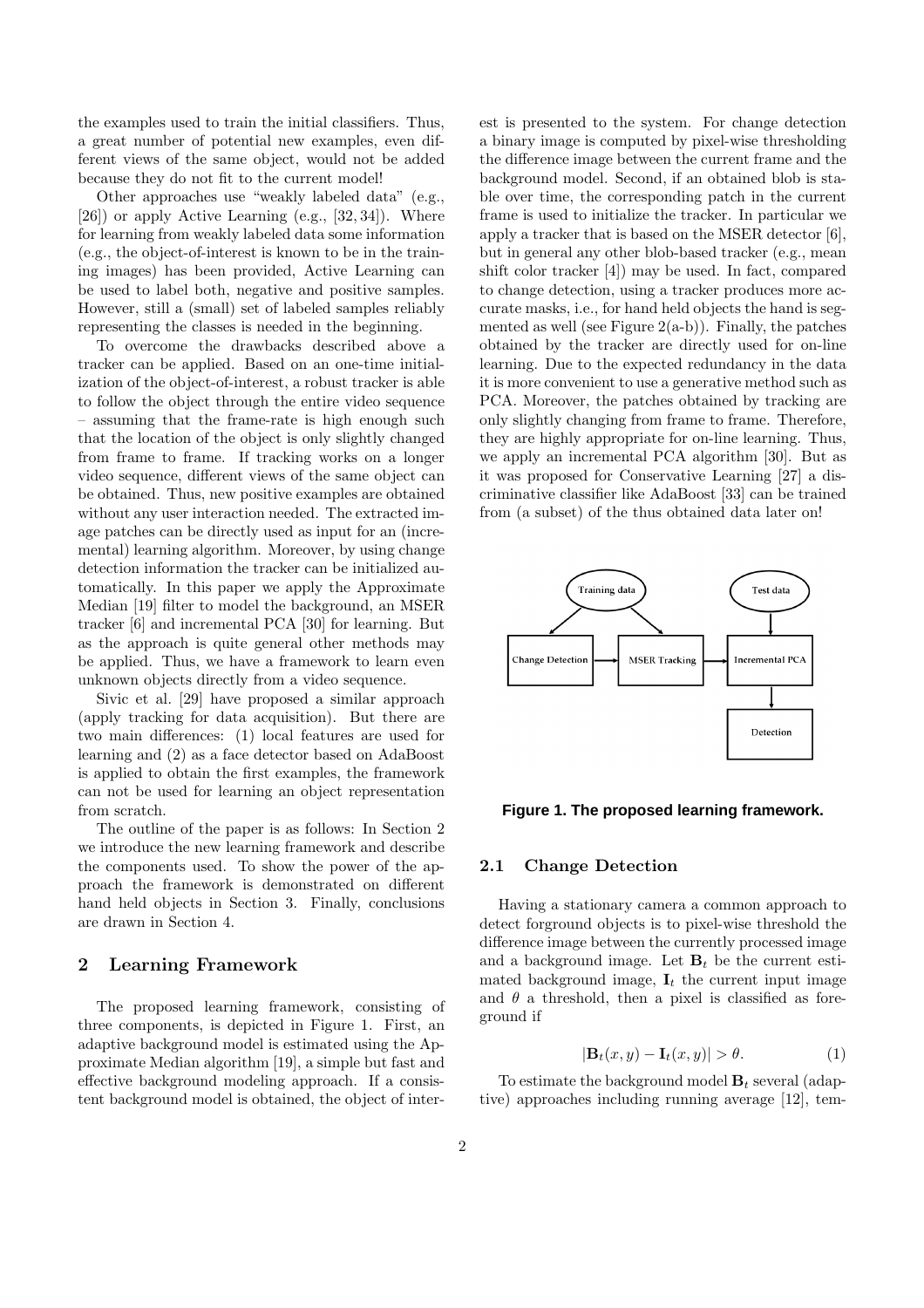the examples used to train the initial classifiers. Thus, a great number of potential new examples, even different views of the same object, would not be added because they do not fit to the current model!

Other approaches use "weakly labeled data" (e.g., [26]) or apply Active Learning (e.g., [32, 34]). Where for learning from weakly labeled data some information (e.g., the object-of-interest is known to be in the training images) has been provided, Active Learning can be used to label both, negative and positive samples. However, still a (small) set of labeled samples reliably representing the classes is needed in the beginning.

To overcome the drawbacks described above a tracker can be applied. Based on an one-time initialization of the object-of-interest, a robust tracker is able to follow the object through the entire video sequence – assuming that the frame-rate is high enough such that the location of the object is only slightly changed from frame to frame. If tracking works on a longer video sequence, different views of the same object can be obtained. Thus, new positive examples are obtained without any user interaction needed. The extracted image patches can be directly used as input for an (incremental) learning algorithm. Moreover, by using change detection information the tracker can be initialized automatically. In this paper we apply the Approximate Median [19] filter to model the background, an MSER tracker [6] and incremental PCA [30] for learning. But as the approach is quite general other methods may be applied. Thus, we have a framework to learn even unknown objects directly from a video sequence.

Sivic et al. [29] have proposed a similar approach (apply tracking for data acquisition). But there are two main differences: (1) local features are used for learning and (2) as a face detector based on AdaBoost is applied to obtain the first examples, the framework can not be used for learning an object representation from scratch.

The outline of the paper is as follows: In Section 2 we introduce the new learning framework and describe the components used. To show the power of the approach the framework is demonstrated on different hand held objects in Section 3. Finally, conclusions are drawn in Section 4.

## 2 Learning Framework

The proposed learning framework, consisting of three components, is depicted in Figure 1. First, an adaptive background model is estimated using the Approximate Median algorithm [19], a simple but fast and effective background modeling approach. If a consistent background model is obtained, the object of interest is presented to the system. For change detection a binary image is computed by pixel-wise thresholding the difference image between the current frame and the background model. Second, if an obtained blob is stable over time, the corresponding patch in the current frame is used to initialize the tracker. In particular we apply a tracker that is based on the MSER detector [6], but in general any other blob-based tracker (e.g., mean shift color tracker [4]) may be used. In fact, compared to change detection, using a tracker produces more accurate masks, i.e., for hand held objects the hand is segmented as well (see Figure 2(a-b)). Finally, the patches obtained by the tracker are directly used for on-line learning. Due to the expected redundancy in the data it is more convenient to use a generative method such as PCA. Moreover, the patches obtained by tracking are only slightly changing from frame to frame. Therefore, they are highly appropriate for on-line learning. Thus, we apply an incremental PCA algorithm [30]. But as it was proposed for Conservative Learning [27] a discriminative classifier like AdaBoost [33] can be trained from (a subset) of the thus obtained data later on!

**Figure 1. The proposed learning framework.**

### 2.1 Change Detection

Having a stationary camera a common approach to detect forground objects is to pixel-wise threshold the difference image between the currently processed image and a background image. Let $\mathbf{B}_t$ be the current estimated background image, $\mathbf{I}_t$ the current input image and $\theta$ a threshold, then a pixel is classified as foreground if

$$|\mathbf{B}_t(x, y) - \mathbf{I}_t(x, y)| > \theta. \tag{1}$$

To estimate the background model $\mathbf{B}_t$ several (adaptive) approaches including running average [12], tem-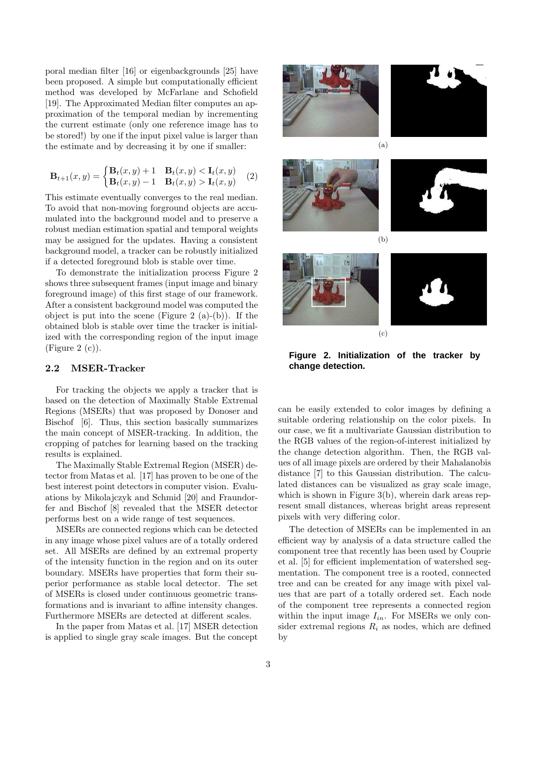poral median filter [16] or eigenbackgrounds [25] have been proposed. A simple but computationally efficient method was developed by McFarlane and Schofield [19]. The Approximated Median filter computes an approximation of the temporal median by incrementing the current estimate (only one reference image has to be stored!) by one if the input pixel value is larger than the estimate and by decreasing it by one if smaller:

$$\mathbf{B}_{t+1}(x,y) = \begin{cases} \mathbf{B}_t(x,y) + 1 & \mathbf{B}_t(x,y) < \mathbf{I}_t(x,y) \\ \mathbf{B}_t(x,y) - 1 & \mathbf{B}_t(x,y) > \mathbf{I}_t(x,y) \end{cases} \quad (2)$$

This estimate eventually converges to the real median. To avoid that non-moving forground objects are accumulated into the background model and to preserve a robust median estimation spatial and temporal weights may be assigned for the updates. Having a consistent background model, a tracker can be robustly initialized if a detected foreground blob is stable over time.

To demonstrate the initialization process Figure 2 shows three subsequent frames (input image and binary foreground image) of this first stage of our framework. After a consistent background model was computed the object is put into the scene (Figure 2 (a)-(b)). If the obtained blob is stable over time the tracker is initialized with the corresponding region of the input image (Figure 2 (c)).

(a)

(b)

(c)

**Figure 2. Initialization of the tracker by change detection.**

### 2.2 MSER-Tracker

For tracking the objects we apply a tracker that is based on the detection of Maximally Stable Extremal Regions (MSERs) that was proposed by Donoser and Bischof [6]. Thus, this section basically summarizes the main concept of MSER-tracking. In addition, the cropping of patches for learning based on the tracking results is explained.

The Maximally Stable Extremal Region (MSER) detector from Matas et al. [17] has proven to be one of the best interest point detectors in computer vision. Evaluations by Mikolajczyk and Schmid [20] and Fraundorfer and Bischof [8] revealed that the MSER detector performs best on a wide range of test sequences.

MSERs are connected regions which can be detected in any image whose pixel values are of a totally ordered set. All MSERs are defined by an extremal property of the intensity function in the region and on its outer boundary. MSERs have properties that form their superior performance as stable local detector. The set of MSERs is closed under continuous geometric transformations and is invariant to affine intensity changes. Furthermore MSERs are detected at different scales.

In the paper from Matas et al. [17] MSER detection is applied to single gray scale images. But the concept can be easily extended to color images by defining a suitable ordering relationship on the color pixels. In our case, we fit a multivariate Gaussian distribution to the RGB values of the region-of-interest initialized by the change detection algorithm. Then, the RGB values of all image pixels are ordered by their Mahalanobis distance [7] to this Gaussian distribution. The calculated distances can be visualized as gray scale image, which is shown in Figure 3(b), wherein dark areas represent small distances, whereas bright areas represent pixels with very differing color.

The detection of MSERs can be implemented in an efficient way by analysis of a data structure called the component tree that recently has been used by Couprie et al. [5] for efficient implementation of watershed segmentation. The component tree is a rooted, connected tree and can be created for any image with pixel values that are part of a totally ordered set. Each node of the component tree represents a connected region within the input image $I_{in}$. For MSERs we only consider extremal regions $R_i$ as nodes, which are defined by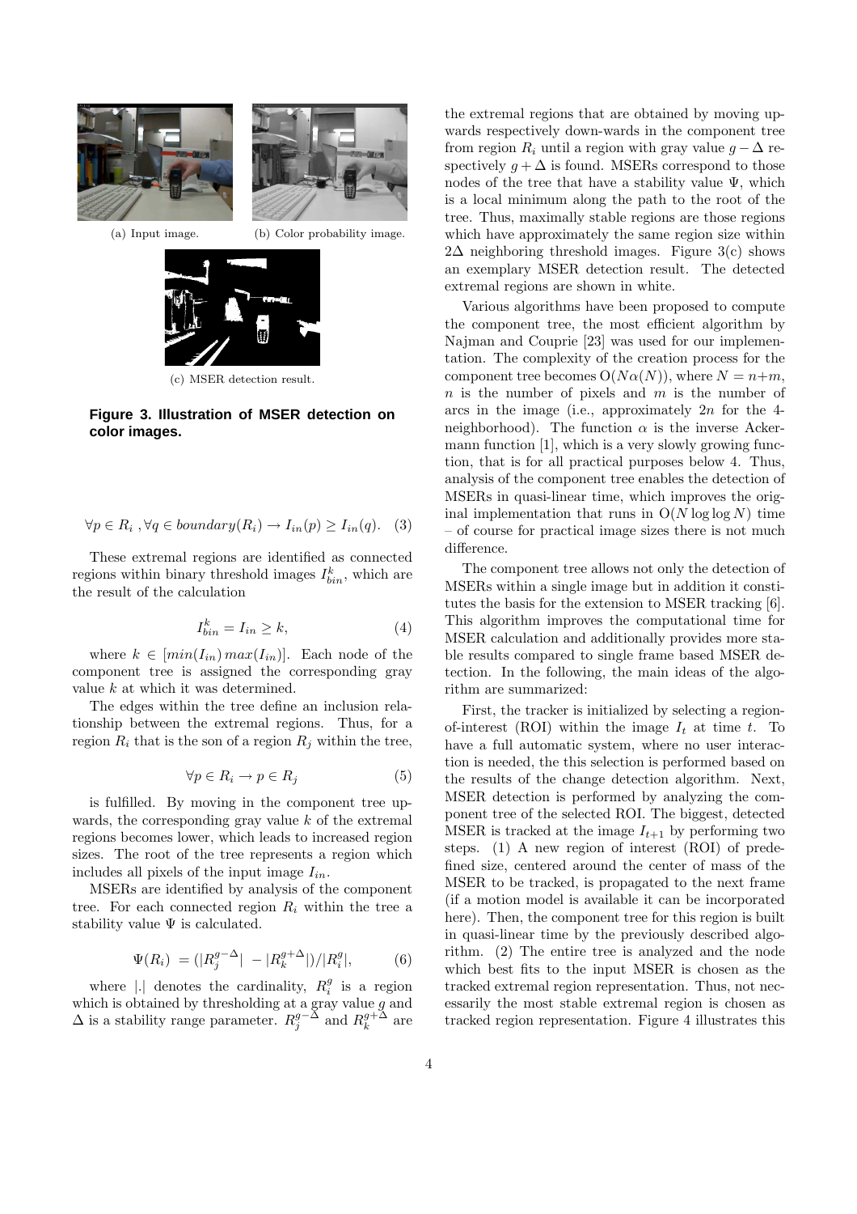(a) Input image.

(b) Color probability image.

(c) MSER detection result.

**Figure 3. Illustration of MSER detection on color images.**

$$\forall p \in R_i \ , \forall q \in boundary(R_i) \rightarrow I_{in}(p) \geq I_{in}(q). \quad (3)$$

These extremal regions are identified as connected regions within binary threshold images $I^k_{bin}$, which are the result of the calculation

$$I^k_{bin} = I_{in} \geq k, \quad (4)$$

where $k \in [min(I_{in})\, max(I_{in})]$. Each node of the component tree is assigned the corresponding gray value $k$ at which it was determined.

The edges within the tree define an inclusion relationship between the extremal regions. Thus, for a region $R_i$ that is the son of a region $R_j$ within the tree,

$$\forall p \in R_i \rightarrow p \in R_j \quad (5)$$

is fulfilled. By moving in the component tree upwards, the corresponding gray value $k$ of the extremal regions becomes lower, which leads to increased region sizes. The root of the tree represents a region which includes all pixels of the input image $I_{in}$.

MSERs are identified by analysis of the component tree. For each connected region $R_i$ within the tree a stability value $\Psi$ is calculated.

$$\Psi(R_i) \ = (|R^{g-\Delta}_j| \ - |R^{g+\Delta}_k|)/|R^g_i|, \quad (6)$$

where $|.|$ denotes the cardinality, $R^g_i$ is a region which is obtained by thresholding at a gray value $g$ and $\Delta$ is a stability range parameter. $R^{g-\Delta}_j$ and $R^{g+\Delta}_k$ are the extremal regions that are obtained by moving upwards respectively down-wards in the component tree from region $R_i$ until a region with gray value $g - \Delta$ respectively $g + \Delta$ is found. MSERs correspond to those nodes of the tree that have a stability value $\Psi$, which is a local minimum along the path to the root of the tree. Thus, maximally stable regions are those regions which have approximately the same region size within $2\Delta$ neighboring threshold images. Figure 3(c) shows an exemplary MSER detection result. The detected extremal regions are shown in white.

Various algorithms have been proposed to compute the component tree, the most efficient algorithm by Najman and Couprie [23] was used for our implementation. The complexity of the creation process for the component tree becomes $O(N\alpha(N))$, where $N = n+m$, $n$ is the number of pixels and $m$ is the number of arcs in the image (i.e., approximately $2n$ for the 4-neighborhood). The function $\alpha$ is the inverse Ackermann function [1], which is a very slowly growing function, that is for all practical purposes below 4. Thus, analysis of the component tree enables the detection of MSERs in quasi-linear time, which improves the original implementation that runs in $O(N \log \log N)$ time – of course for practical image sizes there is not much difference.

The component tree allows not only the detection of MSERs within a single image but in addition it constitutes the basis for the extension to MSER tracking [6]. This algorithm improves the computational time for MSER calculation and additionally provides more stable results compared to single frame based MSER detection. In the following, the main ideas of the algorithm are summarized:

First, the tracker is initialized by selecting a region-of-interest (ROI) within the image $I_t$ at time $t$. To have a full automatic system, where no user interaction is needed, the this selection is performed based on the results of the change detection algorithm. Next, MSER detection is performed by analyzing the component tree of the selected ROI. The biggest, detected MSER is tracked at the image $I_{t+1}$ by performing two steps. (1) A new region of interest (ROI) of predefined size, centered around the center of mass of the MSER to be tracked, is propagated to the next frame (if a motion model is available it can be incorporated here). Then, the component tree for this region is built in quasi-linear time by the previously described algorithm. (2) The entire tree is analyzed and the node which best fits to the input MSER is chosen as the tracked extremal region representation. Thus, not necessarily the most stable extremal region is chosen as tracked region representation. Figure 4 illustrates this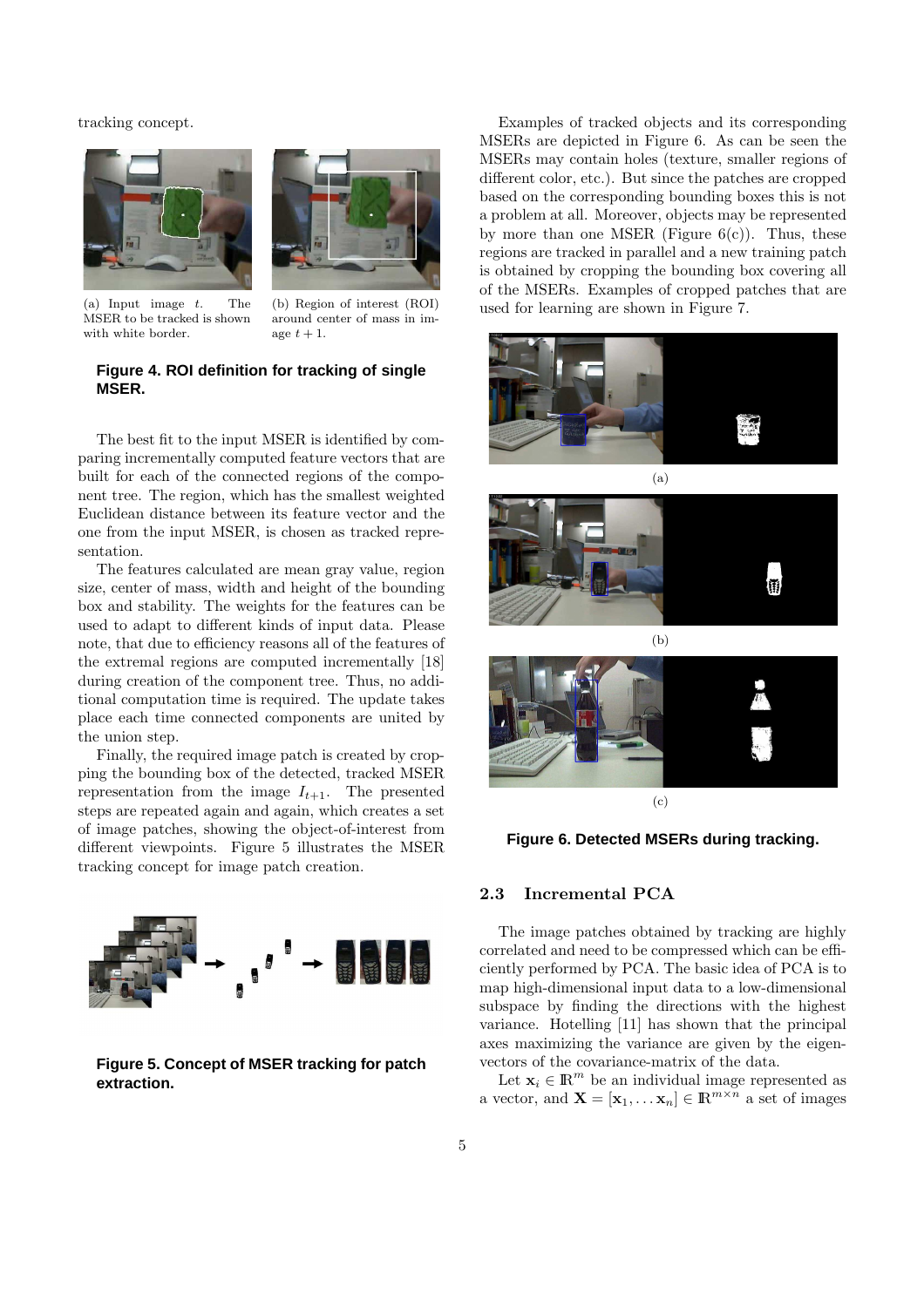tracking concept.

(a) Input image $t$. The MSER to be tracked is shown with white border.

(b) Region of interest (ROI) around center of mass in image $t+1$.

**Figure 4. ROI definition for tracking of single MSER.**

The best fit to the input MSER is identified by comparing incrementally computed feature vectors that are built for each of the connected regions of the component tree. The region, which has the smallest weighted Euclidean distance between its feature vector and the one from the input MSER, is chosen as tracked representation.

The features calculated are mean gray value, region size, center of mass, width and height of the bounding box and stability. The weights for the features can be used to adapt to different kinds of input data. Please note, that due to efficiency reasons all of the features of the extremal regions are computed incrementally [18] during creation of the component tree. Thus, no additional computation time is required. The update takes place each time connected components are united by the union step.

Finally, the required image patch is created by cropping the bounding box of the detected, tracked MSER representation from the image $I_{t+1}$. The presented steps are repeated again and again, which creates a set of image patches, showing the object-of-interest from different viewpoints. Figure 5 illustrates the MSER tracking concept for image patch creation.

**Figure 5. Concept of MSER tracking for patch extraction.**

Examples of tracked objects and its corresponding MSERs are depicted in Figure 6. As can be seen the MSERs may contain holes (texture, smaller regions of different color, etc.). But since the patches are cropped based on the corresponding bounding boxes this is not a problem at all. Moreover, objects may be represented by more than one MSER (Figure 6(c)). Thus, these regions are tracked in parallel and a new training patch is obtained by cropping the bounding box covering all of the MSERs. Examples of cropped patches that are used for learning are shown in Figure 7.

(a)

(b)

(c)

**Figure 6. Detected MSERs during tracking.**

## 2.3 Incremental PCA

The image patches obtained by tracking are highly correlated and need to be compressed which can be efficiently performed by PCA. The basic idea of PCA is to map high-dimensional input data to a low-dimensional subspace by finding the directions with the highest variance. Hotelling [11] has shown that the principal axes maximizing the variance are given by the eigenvectors of the covariance-matrix of the data.

Let $\mathbf{x}_i \in \mathbb{R}^m$ be an individual image represented as a vector, and $\mathbf{X} = [\mathbf{x}_1, \dots \mathbf{x}_n] \in \mathbb{R}^{m \times n}$ a set of images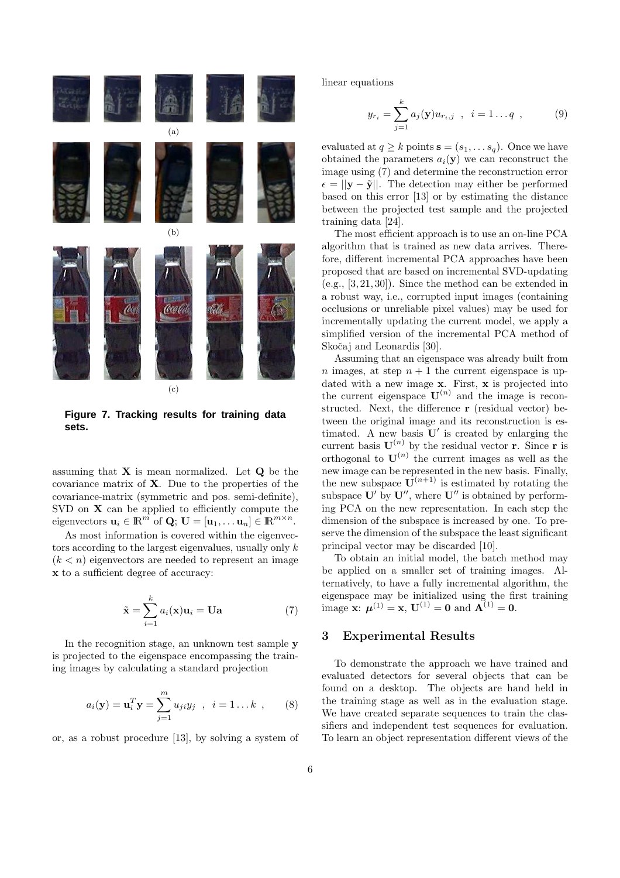(a)

(b)

(c)

**Figure 7. Tracking results for training data sets.**

assuming that $\mathbf{X}$ is mean normalized. Let $\mathbf{Q}$ be the covariance matrix of $\mathbf{X}$. Due to the properties of the covariance-matrix (symmetric and pos. semi-definite), SVD on $\mathbf{X}$ can be applied to efficiently compute the eigenvectors $\mathbf{u}_i \in \mathbb{R}^m$ of $\mathbf{Q}$; $\mathbf{U} = [\mathbf{u}_1, \ldots \mathbf{u}_n] \in \mathbb{R}^{m \times n}$.

As most information is covered within the eigenvectors according to the largest eigenvalues, usually only $k$ $(k < n)$ eigenvectors are needed to represent an image $\mathbf{x}$ to a sufficient degree of accuracy:

$$\tilde{\mathbf{x}} = \sum_{i=1}^{k} a_i(\mathbf{x})\mathbf{u}_i = \mathbf{U}\mathbf{a} \tag{7}$$

In the recognition stage, an unknown test sample $\mathbf{y}$ is projected to the eigenspace encompassing the training images by calculating a standard projection

$$a_i(\mathbf{y}) = \mathbf{u}_i^T \mathbf{y} = \sum_{j=1}^{m} u_{ji} y_j \ \ , \ \ i = 1 \ldots k \ \ , \tag{8}$$

or, as a robust procedure [13], by solving a system of linear equations

$$y_{r_i} = \sum_{j=1}^{k} a_j(\mathbf{y}) u_{r_i,j} \ \ , \ \ i = 1 \ldots q \ \ , \tag{9}$$

evaluated at $q \geq k$ points $\mathbf{s} = (s_1, \ldots s_q)$. Once we have obtained the parameters $a_i(\mathbf{y})$ we can reconstruct the image using (7) and determine the reconstruction error $\epsilon = ||\mathbf{y} - \tilde{\mathbf{y}}||$. The detection may either be performed based on this error [13] or by estimating the distance between the projected test sample and the projected training data [24].

The most efficient approach is to use an on-line PCA algorithm that is trained as new data arrives. Therefore, different incremental PCA approaches have been proposed that are based on incremental SVD-updating (e.g., [3, 21, 30]). Since the method can be extended in a robust way, i.e., corrupted input images (containing occlusions or unreliable pixel values) may be used for incrementally updating the current model, we apply a simplified version of the incremental PCA method of Skočaj and Leonardis [30].

Assuming that an eigenspace was already built from $n$ images, at step $n+1$ the current eigenspace is updated with a new image $\mathbf{x}$. First, $\mathbf{x}$ is projected into the current eigenspace $\mathbf{U}^{(n)}$ and the image is reconstructed. Next, the difference $\mathbf{r}$ (residual vector) between the original image and its reconstruction is estimated. A new basis $\mathbf{U}'$ is created by enlarging the current basis $\mathbf{U}^{(n)}$ by the residual vector $\mathbf{r}$. Since $\mathbf{r}$ is orthogonal to $\mathbf{U}^{(n)}$ the current images as well as the new image can be represented in the new basis. Finally, the new subspace $\mathbf{U}^{(n+1)}$ is estimated by rotating the subspace $\mathbf{U}'$ by $\mathbf{U}''$, where $\mathbf{U}''$ is obtained by performing PCA on the new representation. In each step the dimension of the subspace is increased by one. To preserve the dimension of the subspace the least significant principal vector may be discarded [10].

To obtain an initial model, the batch method may be applied on a smaller set of training images. Alternatively, to have a fully incremental algorithm, the eigenspace may be initialized using the first training image $\mathbf{x}$: $\boldsymbol{\mu}^{(1)} = \mathbf{x}$, $\mathbf{U}^{(1)} = \mathbf{0}$ and $\mathbf{A}^{(1)} = \mathbf{0}$.

## 3 Experimental Results

To demonstrate the approach we have trained and evaluated detectors for several objects that can be found on a desktop. The objects are hand held in the training stage as well as in the evaluation stage. We have created separate sequences to train the classifiers and independent test sequences for evaluation. To learn an object representation different views of the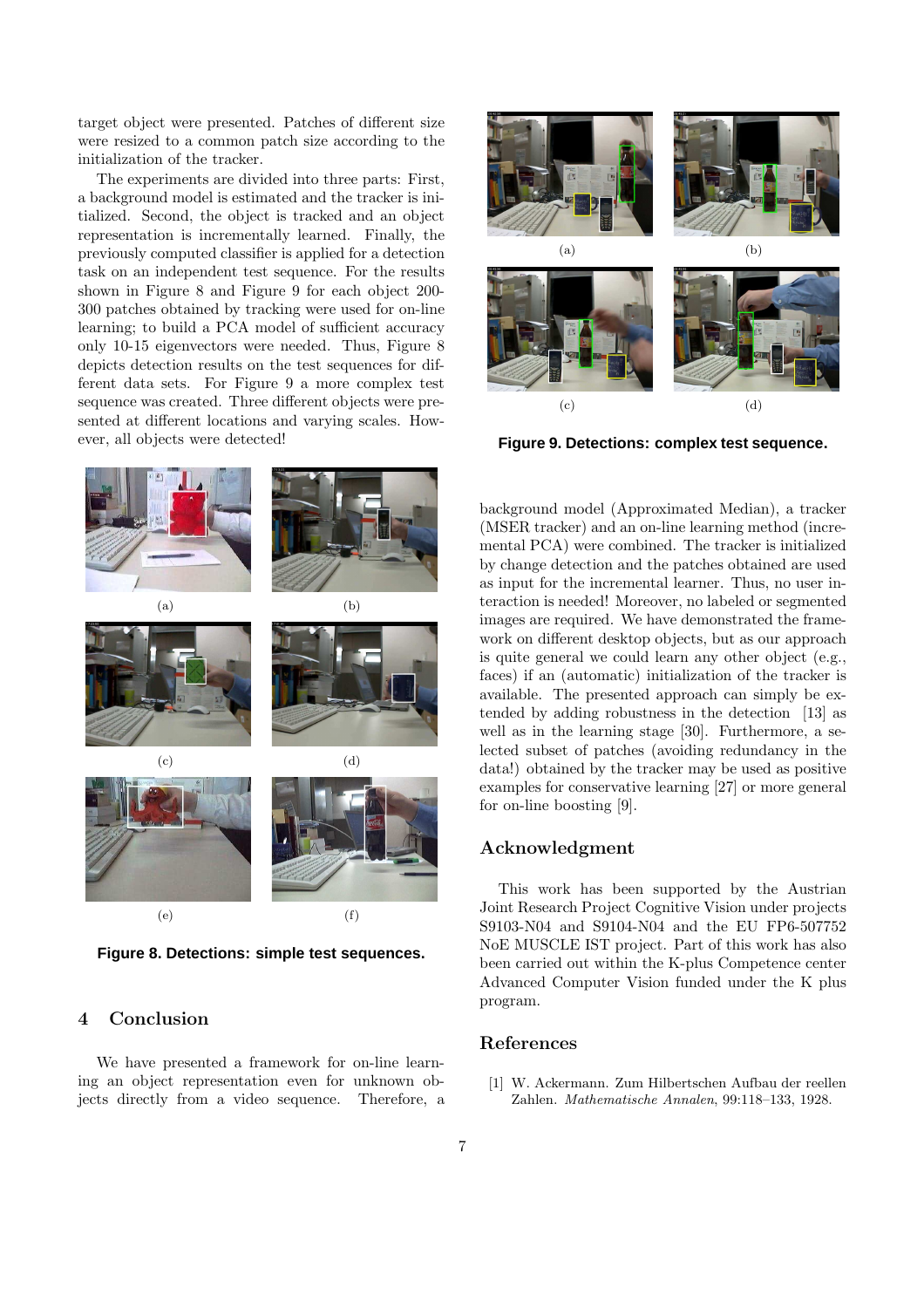target object were presented. Patches of different size were resized to a common patch size according to the initialization of the tracker.

The experiments are divided into three parts: First, a background model is estimated and the tracker is initialized. Second, the object is tracked and an object representation is incrementally learned. Finally, the previously computed classifier is applied for a detection task on an independent test sequence. For the results shown in Figure 8 and Figure 9 for each object 200-300 patches obtained by tracking were used for on-line learning; to build a PCA model of sufficient accuracy only 10-15 eigenvectors were needed. Thus, Figure 8 depicts detection results on the test sequences for different data sets. For Figure 9 a more complex test sequence was created. Three different objects were presented at different locations and varying scales. However, all objects were detected!

(a) (b) (c) (d) (e) (f)

**Figure 8. Detections: simple test sequences.**

(a) (b) (c) (d)

**Figure 9. Detections: complex test sequence.**

## 4 Conclusion

We have presented a framework for on-line learning an object representation even for unknown objects directly from a video sequence. Therefore, a background model (Approximated Median), a tracker (MSER tracker) and an on-line learning method (incremental PCA) were combined. The tracker is initialized by change detection and the patches obtained are used as input for the incremental learner. Thus, no user interaction is needed! Moreover, no labeled or segmented images are required. We have demonstrated the framework on different desktop objects, but as our approach is quite general we could learn any other object (e.g., faces) if an (automatic) initialization of the tracker is available. The presented approach can simply be extended by adding robustness in the detection [13] as well as in the learning stage [30]. Furthermore, a selected subset of patches (avoiding redundancy in the data!) obtained by the tracker may be used as positive examples for conservative learning [27] or more general for on-line boosting [9].

## Acknowledgment

This work has been supported by the Austrian Joint Research Project Cognitive Vision under projects S9103-N04 and S9104-N04 and the EU FP6-507752 NoE MUSCLE IST project. Part of this work has also been carried out within the K-plus Competence center Advanced Computer Vision funded under the K plus program.

## References

[1] W. Ackermann. Zum Hilbertschen Aufbau der reellen Zahlen. *Mathematische Annalen*, 99:118–133, 1928.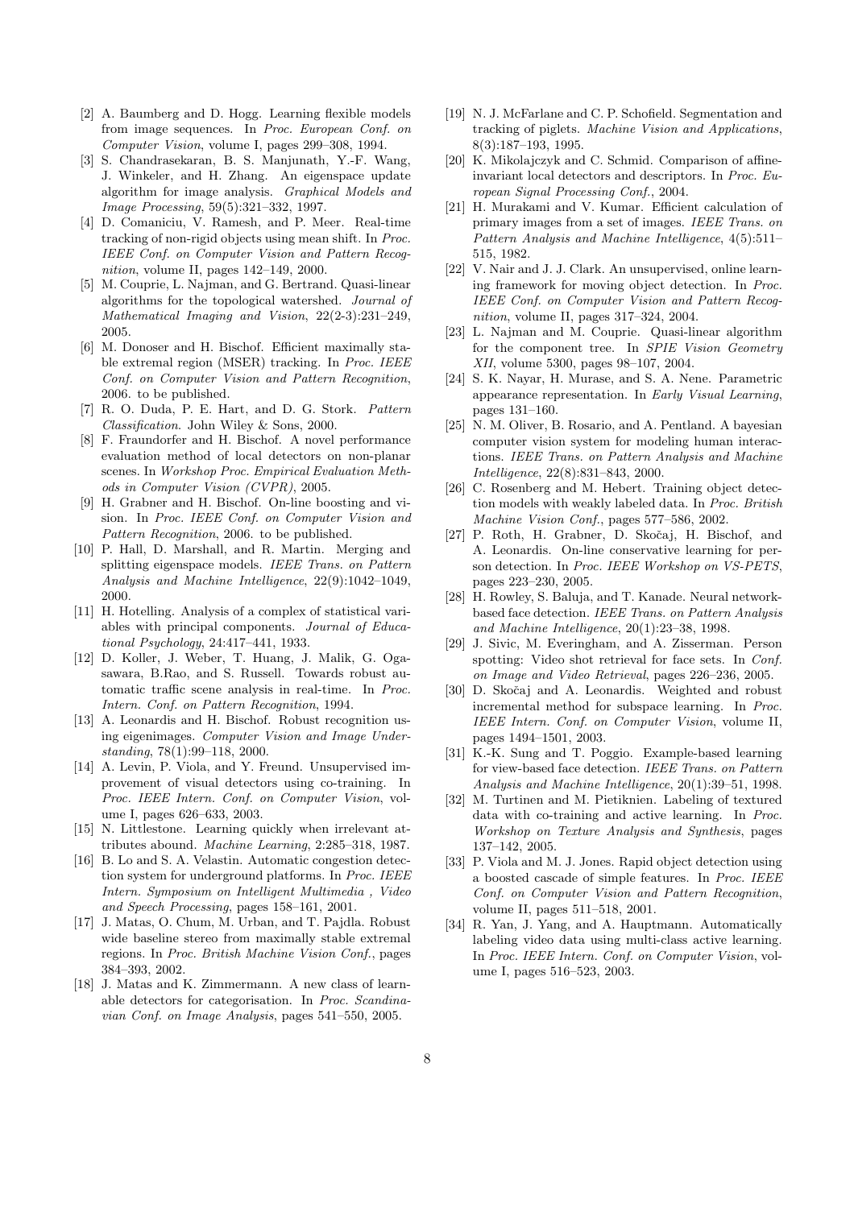- [2] A. Baumberg and D. Hogg. Learning flexible models from image sequences. In *Proc. European Conf. on Computer Vision*, volume I, pages 299–308, 1994.
- [3] S. Chandrasekaran, B. S. Manjunath, Y.-F. Wang, J. Winkeler, and H. Zhang. An eigenspace update algorithm for image analysis. *Graphical Models and Image Processing*, 59(5):321–332, 1997.
- [4] D. Comaniciu, V. Ramesh, and P. Meer. Real-time tracking of non-rigid objects using mean shift. In *Proc. IEEE Conf. on Computer Vision and Pattern Recognition*, volume II, pages 142–149, 2000.
- [5] M. Couprie, L. Najman, and G. Bertrand. Quasi-linear algorithms for the topological watershed. *Journal of Mathematical Imaging and Vision*, 22(2-3):231–249, 2005.
- [6] M. Donoser and H. Bischof. Efficient maximally stable extremal region (MSER) tracking. In *Proc. IEEE Conf. on Computer Vision and Pattern Recognition*, 2006. to be published.
- [7] R. O. Duda, P. E. Hart, and D. G. Stork. *Pattern Classification*. John Wiley & Sons, 2000.
- [8] F. Fraundorfer and H. Bischof. A novel performance evaluation method of local detectors on non-planar scenes. In *Workshop Proc. Empirical Evaluation Methods in Computer Vision (CVPR)*, 2005.
- [9] H. Grabner and H. Bischof. On-line boosting and vision. In *Proc. IEEE Conf. on Computer Vision and Pattern Recognition*, 2006. to be published.
- [10] P. Hall, D. Marshall, and R. Martin. Merging and splitting eigenspace models. *IEEE Trans. on Pattern Analysis and Machine Intelligence*, 22(9):1042–1049, 2000.
- [11] H. Hotelling. Analysis of a complex of statistical variables with principal components. *Journal of Educational Psychology*, 24:417–441, 1933.
- [12] D. Koller, J. Weber, T. Huang, J. Malik, G. Ogasawara, B.Rao, and S. Russell. Towards robust automatic traffic scene analysis in real-time. In *Proc. Intern. Conf. on Pattern Recognition*, 1994.
- [13] A. Leonardis and H. Bischof. Robust recognition using eigenimages. *Computer Vision and Image Understanding*, 78(1):99–118, 2000.
- [14] A. Levin, P. Viola, and Y. Freund. Unsupervised improvement of visual detectors using co-training. In *Proc. IEEE Intern. Conf. on Computer Vision*, volume I, pages 626–633, 2003.
- [15] N. Littlestone. Learning quickly when irrelevant attributes abound. *Machine Learning*, 2:285–318, 1987.
- [16] B. Lo and S. A. Velastin. Automatic congestion detection system for underground platforms. In *Proc. IEEE Intern. Symposium on Intelligent Multimedia , Video and Speech Processing*, pages 158–161, 2001.
- [17] J. Matas, O. Chum, M. Urban, and T. Pajdla. Robust wide baseline stereo from maximally stable extremal regions. In *Proc. British Machine Vision Conf.*, pages 384–393, 2002.
- [18] J. Matas and K. Zimmermann. A new class of learnable detectors for categorisation. In *Proc. Scandinavian Conf. on Image Analysis*, pages 541–550, 2005.
- [19] N. J. McFarlane and C. P. Schofield. Segmentation and tracking of piglets. *Machine Vision and Applications*, 8(3):187–193, 1995.
- [20] K. Mikolajczyk and C. Schmid. Comparison of affine-invariant local detectors and descriptors. In *Proc. European Signal Processing Conf.*, 2004.
- [21] H. Murakami and V. Kumar. Efficient calculation of primary images from a set of images. *IEEE Trans. on Pattern Analysis and Machine Intelligence*, 4(5):511–515, 1982.
- [22] V. Nair and J. J. Clark. An unsupervised, online learning framework for moving object detection. In *Proc. IEEE Conf. on Computer Vision and Pattern Recognition*, volume II, pages 317–324, 2004.
- [23] L. Najman and M. Couprie. Quasi-linear algorithm for the component tree. In *SPIE Vision Geometry XII*, volume 5300, pages 98–107, 2004.
- [24] S. K. Nayar, H. Murase, and S. A. Nene. Parametric appearance representation. In *Early Visual Learning*, pages 131–160.
- [25] N. M. Oliver, B. Rosario, and A. Pentland. A bayesian computer vision system for modeling human interactions. *IEEE Trans. on Pattern Analysis and Machine Intelligence*, 22(8):831–843, 2000.
- [26] C. Rosenberg and M. Hebert. Training object detection models with weakly labeled data. In *Proc. British Machine Vision Conf.*, pages 577–586, 2002.
- [27] P. Roth, H. Grabner, D. Skočaj, H. Bischof, and A. Leonardis. On-line conservative learning for person detection. In *Proc. IEEE Workshop on VS-PETS*, pages 223–230, 2005.
- [28] H. Rowley, S. Baluja, and T. Kanade. Neural network-based face detection. *IEEE Trans. on Pattern Analysis and Machine Intelligence*, 20(1):23–38, 1998.
- [29] J. Sivic, M. Everingham, and A. Zisserman. Person spotting: Video shot retrieval for face sets. In *Conf. on Image and Video Retrieval*, pages 226–236, 2005.
- [30] D. Skočaj and A. Leonardis. Weighted and robust incremental method for subspace learning. In *Proc. IEEE Intern. Conf. on Computer Vision*, volume II, pages 1494–1501, 2003.
- [31] K.-K. Sung and T. Poggio. Example-based learning for view-based face detection. *IEEE Trans. on Pattern Analysis and Machine Intelligence*, 20(1):39–51, 1998.
- [32] M. Turtinen and M. Pietiknien. Labeling of textured data with co-training and active learning. In *Proc. Workshop on Texture Analysis and Synthesis*, pages 137–142, 2005.
- [33] P. Viola and M. J. Jones. Rapid object detection using a boosted cascade of simple features. In *Proc. IEEE Conf. on Computer Vision and Pattern Recognition*, volume II, pages 511–518, 2001.
- [34] R. Yan, J. Yang, and A. Hauptmann. Automatically labeling video data using multi-class active learning. In *Proc. IEEE Intern. Conf. on Computer Vision*, volume I, pages 516–523, 2003.